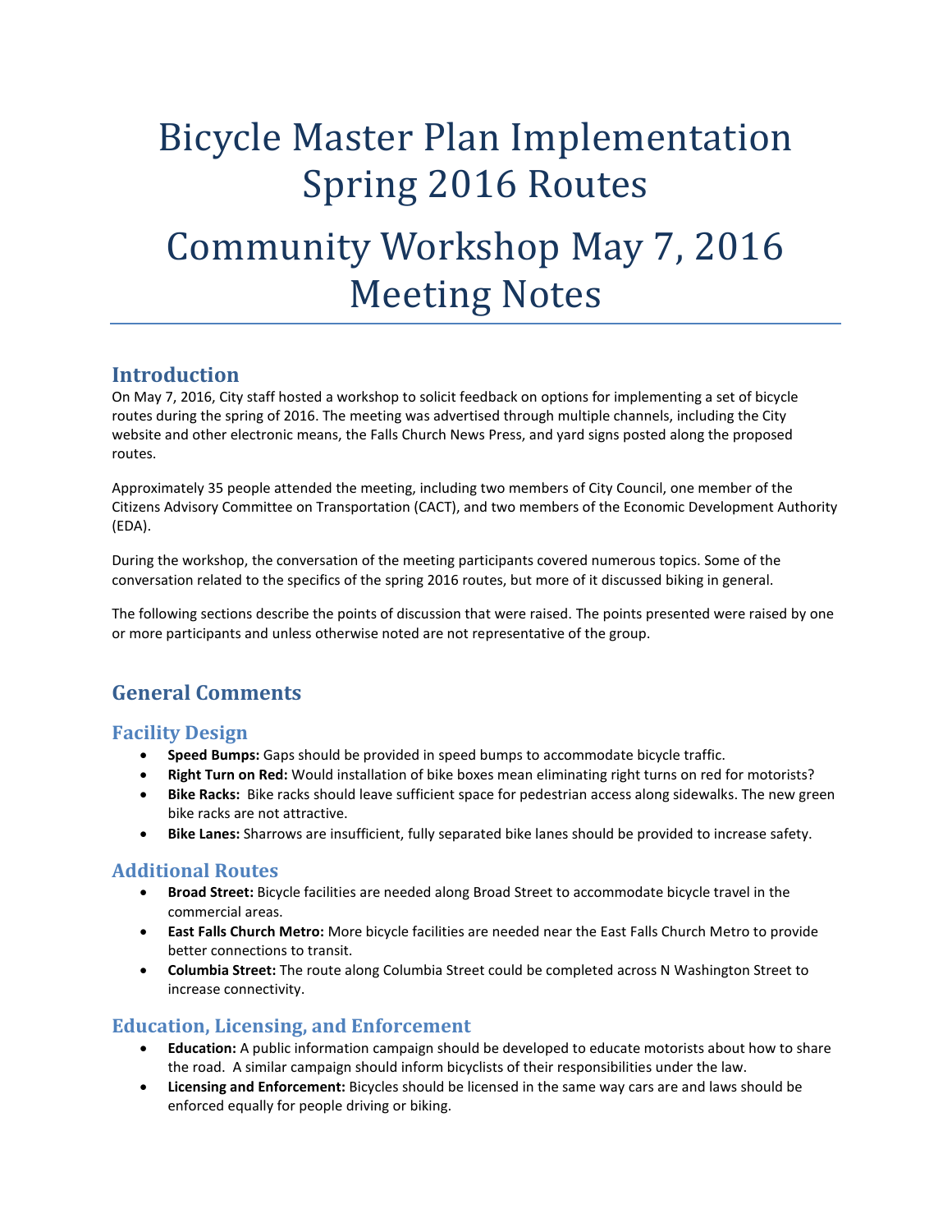# Bicycle Master Plan Implementation Spring 2016 Routes

# Community Workshop May 7, 2016 Meeting Notes

## Introduction

On May 7, 2016, City staff hosted a workshop to solicit feedback on options for implementing a set of bicycle routes during the spring of 2016. The meeting was advertised through multiple channels, including the City website and other electronic means, the Falls Church News Press, and yard signs posted along the proposed routes.

Approximately 35 people attended the meeting, including two members of City Council, one member of the Citizens Advisory Committee on Transportation (CACT), and two members of the Economic Development Authority (EDA).

During the workshop, the conversation of the meeting participants covered numerous topics. Some of the conversation related to the specifics of the spring 2016 routes, but more of it discussed biking in general.

The following sections describe the points of discussion that were raised. The points presented were raised by one or more participants and unless otherwise noted are not representative of the group.

## General Comments

### Facility Design

- **Speed Bumps:** Gaps should be provided in speed bumps to accommodate bicycle traffic.
- **Right Turn on Red:** Would installation of bike boxes mean eliminating right turns on red for motorists?
- **Bike Racks:** Bike racks should leave sufficient space for pedestrian access along sidewalks. The new green bike racks are not attractive.
- **Bike Lanes:** Sharrows are insufficient, fully separated bike lanes should be provided to increase safety.

### Additional Routes

- **Broad Street:** Bicycle facilities are needed along Broad Street to accommodate bicycle travel in the commercial areas.
- **East Falls Church Metro:** More bicycle facilities are needed near the East Falls Church Metro to provide better connections to transit.
- **Columbia Street:** The route along Columbia Street could be completed across N Washington Street to increase connectivity.

### Education, Licensing, and Enforcement

- **Education:** A public information campaign should be developed to educate motorists about how to share the road. A similar campaign should inform bicyclists of their responsibilities under the law.
- **Licensing and Enforcement:** Bicycles should be licensed in the same way cars are and laws should be enforced equally for people driving or biking.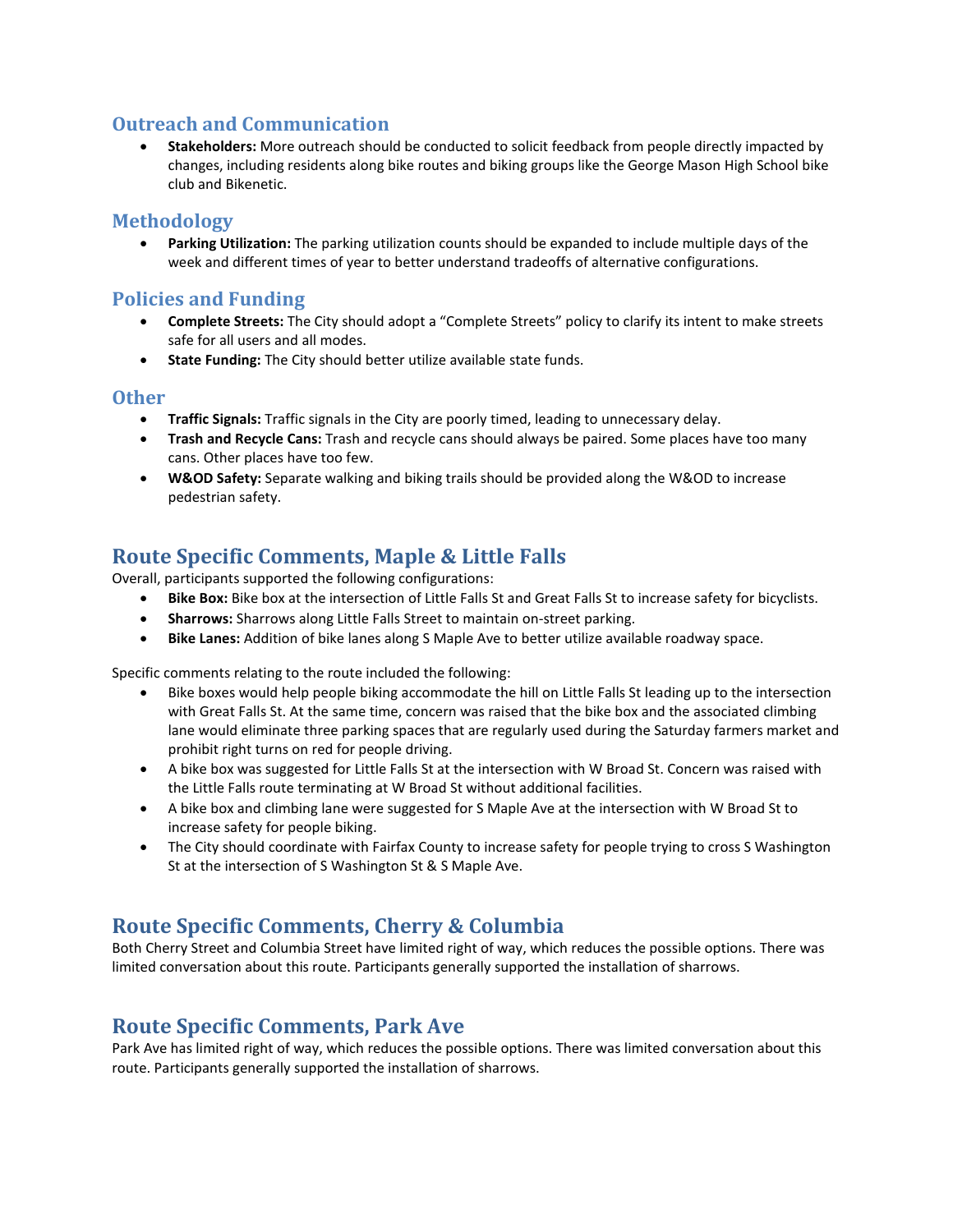### Outreach and Communication

- **Stakeholders:** More outreach should be conducted to solicit feedback from people directly impacted by changes, including residents along bike routes and biking groups like the George Mason High School bike club and Bikenetic.

### Methodology

- **Parking Utilization:** The parking utilization counts should be expanded to include multiple days of the week and different times of year to better understand tradeoffs of alternative configurations.

### Policies and Funding

- **Complete Streets:** The City should adopt a "Complete Streets" policy to clarify its intent to make streets safe for all users and all modes.
- **State Funding:** The City should better utilize available state funds.

### Other

- **Traffic Signals:** Traffic signals in the City are poorly timed, leading to unnecessary delay.
- **Trash and Recycle Cans:** Trash and recycle cans should always be paired. Some places have too many cans. Other places have too few.
- **W&OD Safety:** Separate walking and biking trails should be provided along the W&OD to increase pedestrian safety.

## Route Specific Comments, Maple & Little Falls

Overall, participants supported the following configurations:

- **Bike Box:** Bike box at the intersection of Little Falls St and Great Falls St to increase safety for bicyclists.
- **Sharrows:** Sharrows along Little Falls Street to maintain on-street parking.
- **Bike Lanes:** Addition of bike lanes along S Maple Ave to better utilize available roadway space.

Specific comments relating to the route included the following:

- Bike boxes would help people biking accommodate the hill on Little Falls St leading up to the intersection with Great Falls St. At the same time, concern was raised that the bike box and the associated climbing lane would eliminate three parking spaces that are regularly used during the Saturday farmers market and prohibit right turns on red for people driving.
- A bike box was suggested for Little Falls St at the intersection with W Broad St. Concern was raised with the Little Falls route terminating at W Broad St without additional facilities.
- A bike box and climbing lane were suggested for S Maple Ave at the intersection with W Broad St to increase safety for people biking.
- The City should coordinate with Fairfax County to increase safety for people trying to cross S Washington St at the intersection of S Washington St & S Maple Ave.

## Route Specific Comments, Cherry & Columbia

Both Cherry Street and Columbia Street have limited right of way, which reduces the possible options. There was limited conversation about this route. Participants generally supported the installation of sharrows.

## Route Specific Comments, Park Ave

Park Ave has limited right of way, which reduces the possible options. There was limited conversation about this route. Participants generally supported the installation of sharrows.